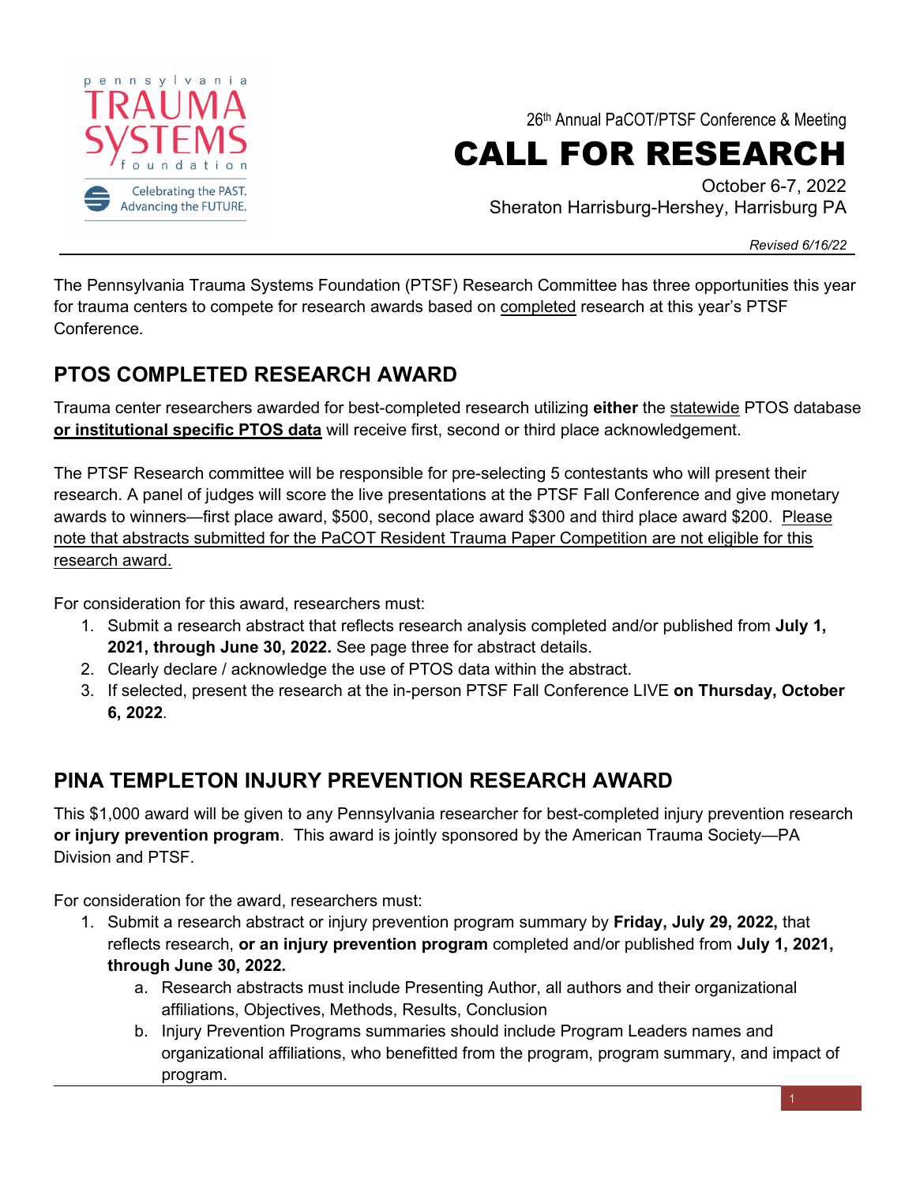pennsylvania TRAUMA SYSTEMS foundation

Celebrating the PAST. Advancing the FUTURE.

26th Annual PaCOT/PTSF Conference & Meeting

# CALL FOR RESEARCH

October 6-7, 2022
Sheraton Harrisburg-Hershey, Harrisburg PA

*Revised 6/16/22*

The Pennsylvania Trauma Systems Foundation (PTSF) Research Committee has three opportunities this year for trauma centers to compete for research awards based on completed research at this year's PTSF Conference.

## PTOS COMPLETED RESEARCH AWARD

Trauma center researchers awarded for best-completed research utilizing **either** the statewide PTOS database **or institutional specific PTOS data** will receive first, second or third place acknowledgement.

The PTSF Research committee will be responsible for pre-selecting 5 contestants who will present their research. A panel of judges will score the live presentations at the PTSF Fall Conference and give monetary awards to winners—first place award, $500, second place award $300 and third place award $200. Please note that abstracts submitted for the PaCOT Resident Trauma Paper Competition are not eligible for this research award.

For consideration for this award, researchers must:

1. Submit a research abstract that reflects research analysis completed and/or published from **July 1, 2021, through June 30, 2022.** See page three for abstract details.
2. Clearly declare / acknowledge the use of PTOS data within the abstract.
3. If selected, present the research at the in-person PTSF Fall Conference LIVE **on Thursday, October 6, 2022**.

## PINA TEMPLETON INJURY PREVENTION RESEARCH AWARD

This $1,000 award will be given to any Pennsylvania researcher for best-completed injury prevention research **or injury prevention program**. This award is jointly sponsored by the American Trauma Society—PA Division and PTSF.

For consideration for the award, researchers must:

1. Submit a research abstract or injury prevention program summary by **Friday, July 29, 2022,** that reflects research, **or an injury prevention program** completed and/or published from **July 1, 2021, through June 30, 2022.**
    a. Research abstracts must include Presenting Author, all authors and their organizational affiliations, Objectives, Methods, Results, Conclusion
    b. Injury Prevention Programs summaries should include Program Leaders names and organizational affiliations, who benefitted from the program, program summary, and impact of program.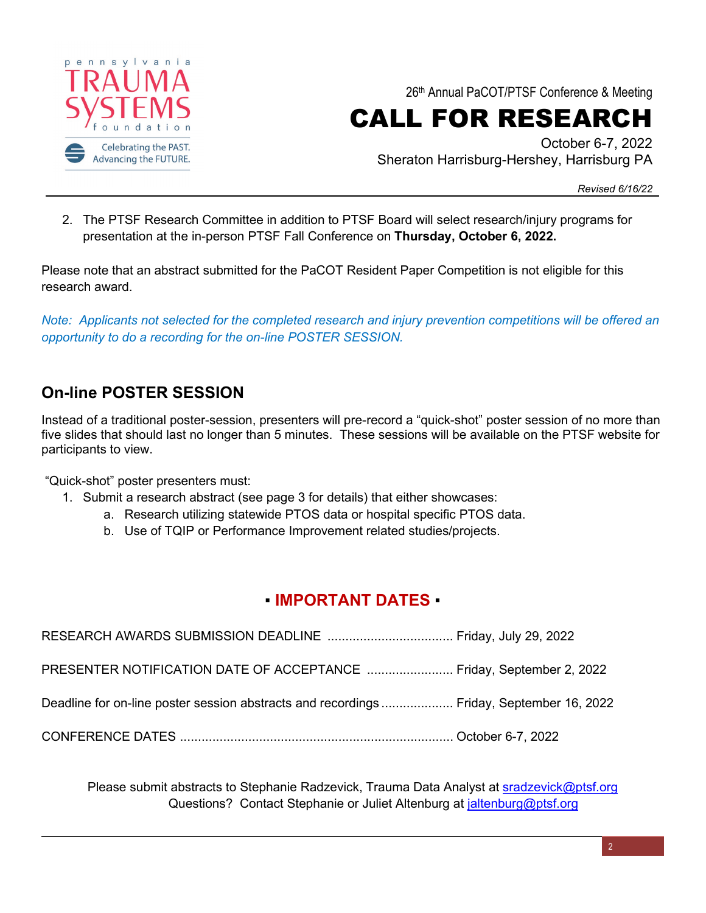2. The PTSF Research Committee in addition to PTSF Board will select research/injury programs for presentation at the in-person PTSF Fall Conference on **Thursday, October 6, 2022.**

Please note that an abstract submitted for the PaCOT Resident Paper Competition is not eligible for this research award.

*Note: Applicants not selected for the completed research and injury prevention competitions will be offered an opportunity to do a recording for the on-line POSTER SESSION.*

## On-line POSTER SESSION

Instead of a traditional poster-session, presenters will pre-record a "quick-shot" poster session of no more than five slides that should last no longer than 5 minutes. These sessions will be available on the PTSF website for participants to view.

"Quick-shot" poster presenters must:

1. Submit a research abstract (see page 3 for details) that either showcases:
   a. Research utilizing statewide PTOS data or hospital specific PTOS data.
   b. Use of TQIP or Performance Improvement related studies/projects.

## ▪ IMPORTANT DATES ▪

RESEARCH AWARDS SUBMISSION DEADLINE .................................. Friday, July 29, 2022

PRESENTER NOTIFICATION DATE OF ACCEPTANCE ........................ Friday, September 2, 2022

Deadline for on-line poster session abstracts and recordings .................... Friday, September 16, 2022

CONFERENCE DATES .......................................................................... October 6-7, 2022

Please submit abstracts to Stephanie Radzevick, Trauma Data Analyst at sradzevick@ptsf.org
Questions? Contact Stephanie or Juliet Altenburg at jaltenburg@ptsf.org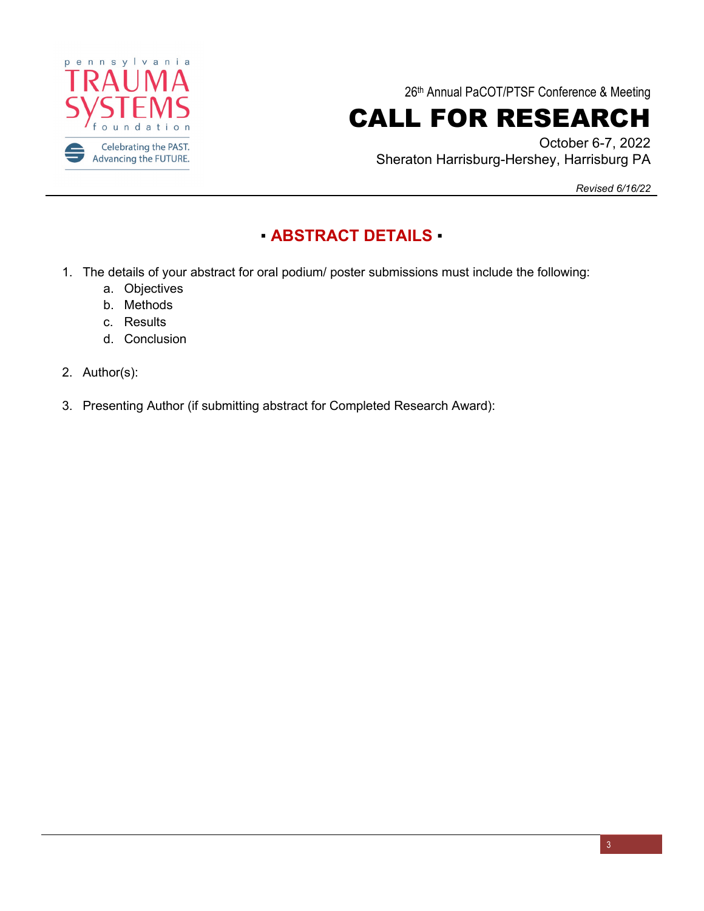pennsylvania TRAUMA SYSTEMS foundation

Celebrating the PAST. Advancing the FUTURE.

26th Annual PaCOT/PTSF Conference & Meeting

# CALL FOR RESEARCH

October 6-7, 2022

Sheraton Harrisburg-Hershey, Harrisburg PA

*Revised 6/16/22*

## ▪ ABSTRACT DETAILS ▪

1. The details of your abstract for oral podium/ poster submissions must include the following:
    a. Objectives
    b. Methods
    c. Results
    d. Conclusion

2. Author(s):

3. Presenting Author (if submitting abstract for Completed Research Award):